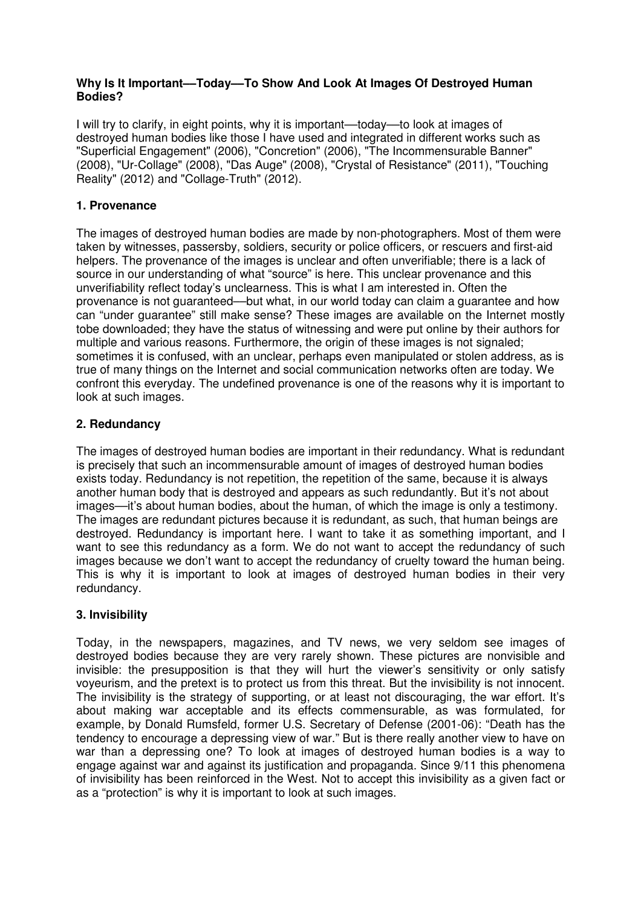**Why Is It Important—Today—To Show And Look At Images Of Destroyed Human Bodies?**

I will try to clarify, in eight points, why it is important—today—to look at images of destroyed human bodies like those I have used and integrated in different works such as "Superficial Engagement" (2006), "Concretion" (2006), "The Incommensurable Banner" (2008), "Ur-Collage" (2008), "Das Auge" (2008), "Crystal of Resistance" (2011), "Touching Reality" (2012) and "Collage-Truth" (2012).

**1. Provenance**

The images of destroyed human bodies are made by non-photographers. Most of them were taken by witnesses, passersby, soldiers, security or police officers, or rescuers and first-aid helpers. The provenance of the images is unclear and often unverifiable; there is a lack of source in our understanding of what "source" is here. This unclear provenance and this unverifiability reflect today's unclearness. This is what I am interested in. Often the provenance is not guaranteed—but what, in our world today can claim a guarantee and how can "under guarantee" still make sense? These images are available on the Internet mostly tobe downloaded; they have the status of witnessing and were put online by their authors for multiple and various reasons. Furthermore, the origin of these images is not signaled; sometimes it is confused, with an unclear, perhaps even manipulated or stolen address, as is true of many things on the Internet and social communication networks often are today. We confront this everyday. The undefined provenance is one of the reasons why it is important to look at such images.

**2. Redundancy**

The images of destroyed human bodies are important in their redundancy. What is redundant is precisely that such an incommensurable amount of images of destroyed human bodies exists today. Redundancy is not repetition, the repetition of the same, because it is always another human body that is destroyed and appears as such redundantly. But it's not about images—it's about human bodies, about the human, of which the image is only a testimony. The images are redundant pictures because it is redundant, as such, that human beings are destroyed. Redundancy is important here. I want to take it as something important, and I want to see this redundancy as a form. We do not want to accept the redundancy of such images because we don't want to accept the redundancy of cruelty toward the human being. This is why it is important to look at images of destroyed human bodies in their very redundancy.

**3. Invisibility**

Today, in the newspapers, magazines, and TV news, we very seldom see images of destroyed bodies because they are very rarely shown. These pictures are nonvisible and invisible: the presupposition is that they will hurt the viewer's sensitivity or only satisfy voyeurism, and the pretext is to protect us from this threat. But the invisibility is not innocent. The invisibility is the strategy of supporting, or at least not discouraging, the war effort. It's about making war acceptable and its effects commensurable, as was formulated, for example, by Donald Rumsfeld, former U.S. Secretary of Defense (2001-06): "Death has the tendency to encourage a depressing view of war." But is there really another view to have on war than a depressing one? To look at images of destroyed human bodies is a way to engage against war and against its justification and propaganda. Since 9/11 this phenomena of invisibility has been reinforced in the West. Not to accept this invisibility as a given fact or as a "protection" is why it is important to look at such images.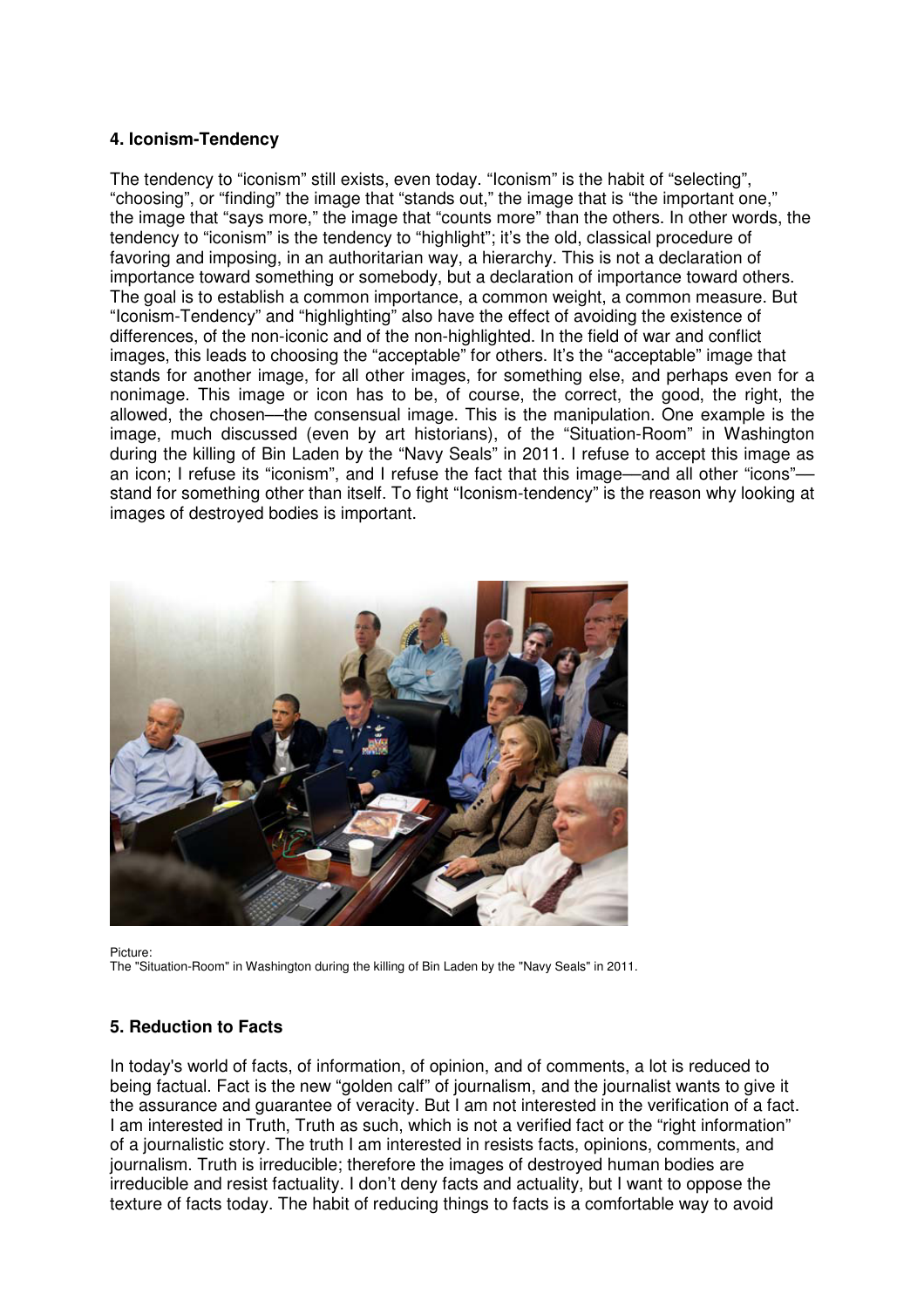#### 4. Iconism-Tendency

The tendency to "iconism" still exists, even today. "Iconism" is the habit of "selecting", "choosing", or "finding" the image that "stands out," the image that is "the important one," the image that "says more," the image that "counts more" than the others. In other words, the tendency to "iconism" is the tendency to "highlight"; it's the old, classical procedure of favoring and imposing, in an authoritarian way, a hierarchy. This is not a declaration of importance toward something or somebody, but a declaration of importance toward others. The goal is to establish a common importance, a common weight, a common measure. But "Iconism-Tendency" and "highlighting" also have the effect of avoiding the existence of differences, of the non-iconic and of the non-highlighted. In the field of war and conflict images, this leads to choosing the "acceptable" for others. It's the "acceptable" image that stands for another image, for all other images, for something else, and perhaps even for a nonimage. This image or icon has to be, of course, the correct, the good, the right, the allowed, the chosen—the consensual image. This is the manipulation. One example is the image, much discussed (even by art historians), of the "Situation-Room" in Washington during the killing of Bin Laden by the "Navy Seals" in 2011. I refuse to accept this image as an icon; I refuse its "iconism", and I refuse the fact that this image—and all other "icons"—stand for something other than itself. To fight "Iconism-tendency" is the reason why looking at images of destroyed bodies is important.

Picture:
The "Situation-Room" in Washington during the killing of Bin Laden by the "Navy Seals" in 2011.

#### 5. Reduction to Facts

In today's world of facts, of information, of opinion, and of comments, a lot is reduced to being factual. Fact is the new "golden calf" of journalism, and the journalist wants to give it the assurance and guarantee of veracity. But I am not interested in the verification of a fact. I am interested in Truth, Truth as such, which is not a verified fact or the "right information" of a journalistic story. The truth I am interested in resists facts, opinions, comments, and journalism. Truth is irreducible; therefore the images of destroyed human bodies are irreducible and resist factuality. I don't deny facts and actuality, but I want to oppose the texture of facts today. The habit of reducing things to facts is a comfortable way to avoid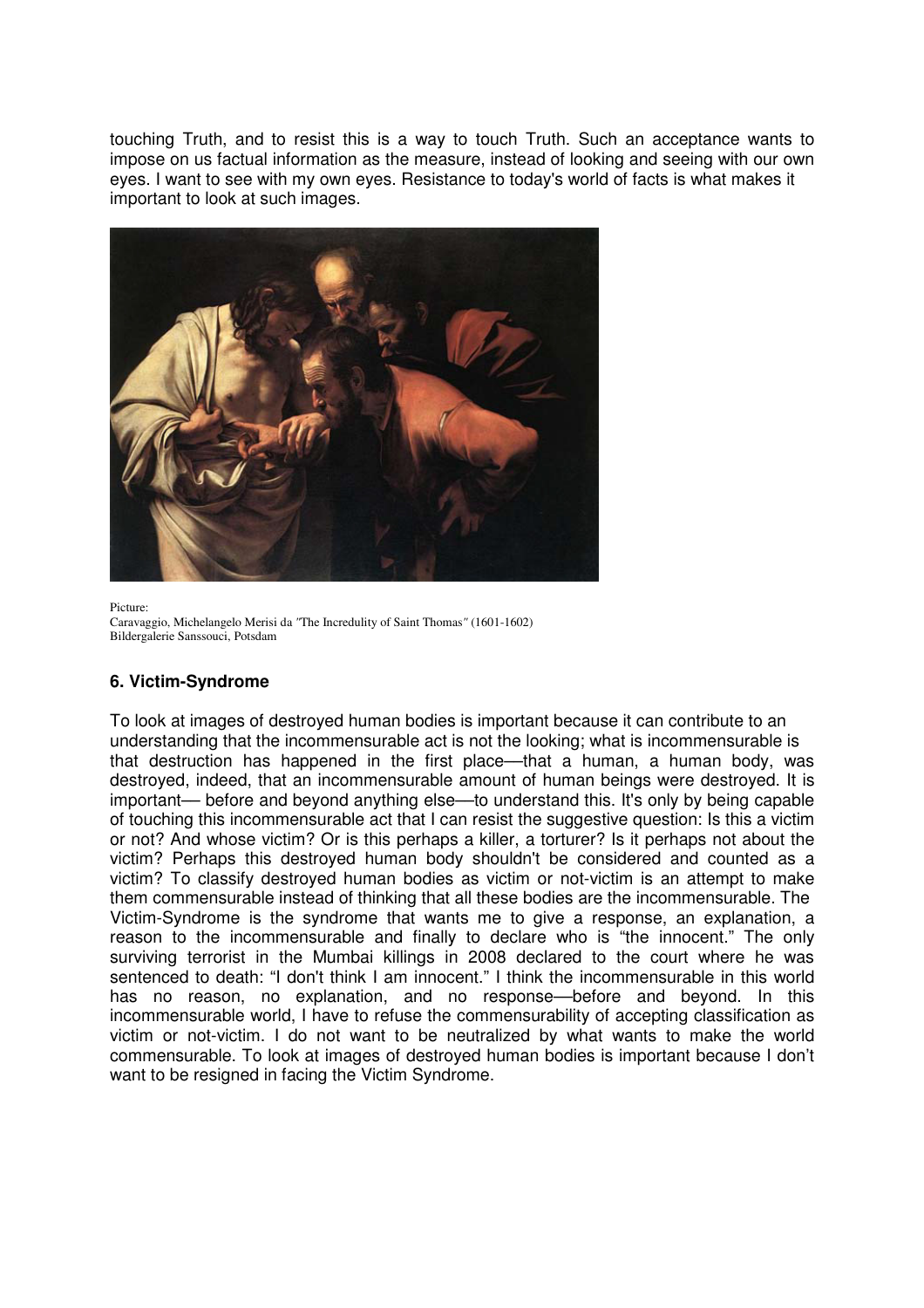touching Truth, and to resist this is a way to touch Truth. Such an acceptance wants to impose on us factual information as the measure, instead of looking and seeing with our own eyes. I want to see with my own eyes. Resistance to today's world of facts is what makes it important to look at such images.

Picture:
Caravaggio, Michelangelo Merisi da "The Incredulity of Saint Thomas" (1601-1602)
Bildergalerie Sanssouci, Potsdam

### 6. Victim-Syndrome

To look at images of destroyed human bodies is important because it can contribute to an understanding that the incommensurable act is not the looking; what is incommensurable is that destruction has happened in the first place—that a human, a human body, was destroyed, indeed, that an incommensurable amount of human beings were destroyed. It is important— before and beyond anything else—to understand this. It's only by being capable of touching this incommensurable act that I can resist the suggestive question: Is this a victim or not? And whose victim? Or is this perhaps a killer, a torturer? Is it perhaps not about the victim? Perhaps this destroyed human body shouldn't be considered and counted as a victim? To classify destroyed human bodies as victim or not-victim is an attempt to make them commensurable instead of thinking that all these bodies are the incommensurable. The Victim-Syndrome is the syndrome that wants me to give a response, an explanation, a reason to the incommensurable and finally to declare who is "the innocent." The only surviving terrorist in the Mumbai killings in 2008 declared to the court where he was sentenced to death: "I don't think I am innocent." I think the incommensurable in this world has no reason, no explanation, and no response—before and beyond. In this incommensurable world, I have to refuse the commensurability of accepting classification as victim or not-victim. I do not want to be neutralized by what wants to make the world commensurable. To look at images of destroyed human bodies is important because I don't want to be resigned in facing the Victim Syndrome.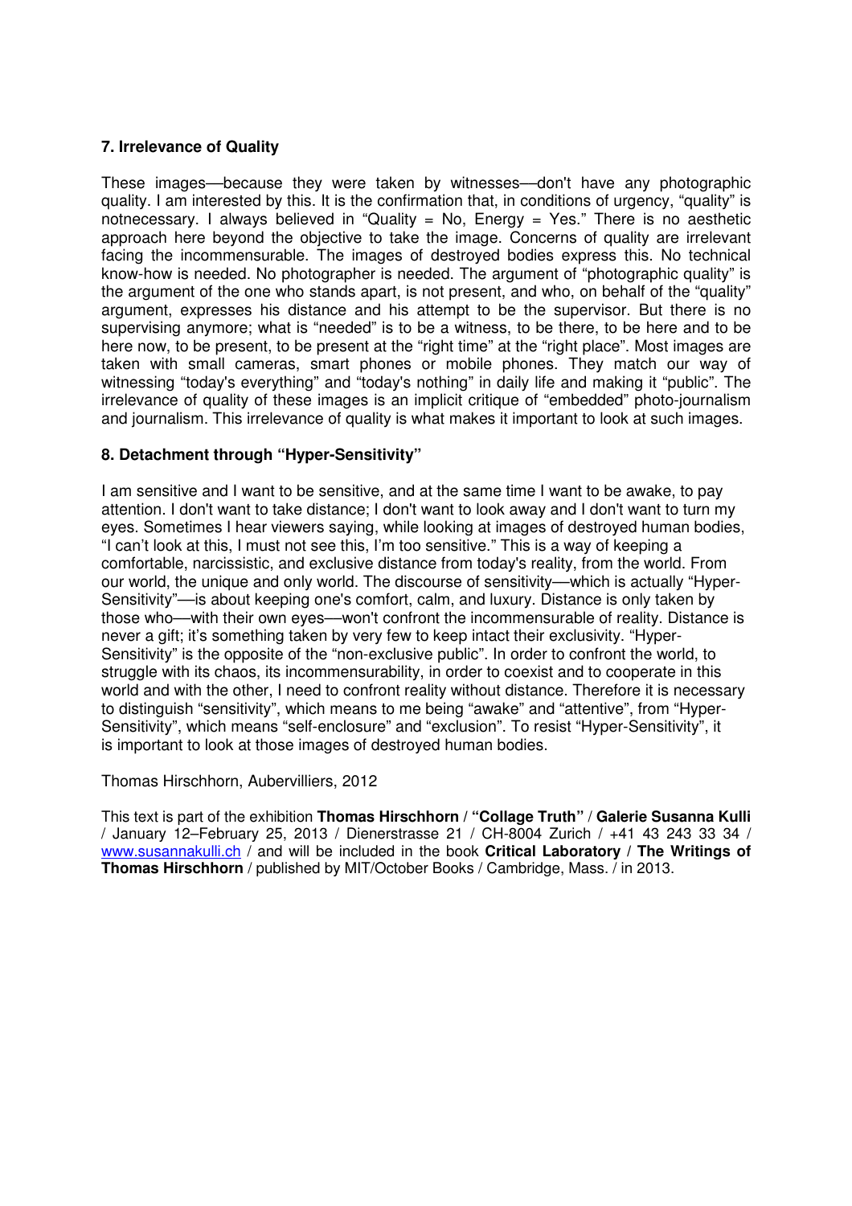### 7. Irrelevance of Quality

These images—because they were taken by witnesses—don't have any photographic quality. I am interested by this. It is the confirmation that, in conditions of urgency, "quality" is notnecessary. I always believed in "Quality = No, Energy = Yes." There is no aesthetic approach here beyond the objective to take the image. Concerns of quality are irrelevant facing the incommensurable. The images of destroyed bodies express this. No technical know-how is needed. No photographer is needed. The argument of "photographic quality" is the argument of the one who stands apart, is not present, and who, on behalf of the "quality" argument, expresses his distance and his attempt to be the supervisor. But there is no supervising anymore; what is "needed" is to be a witness, to be there, to be here and to be here now, to be present, to be present at the "right time" at the "right place". Most images are taken with small cameras, smart phones or mobile phones. They match our way of witnessing "today's everything" and "today's nothing" in daily life and making it "public". The irrelevance of quality of these images is an implicit critique of "embedded" photo-journalism and journalism. This irrelevance of quality is what makes it important to look at such images.

### 8. Detachment through "Hyper-Sensitivity"

I am sensitive and I want to be sensitive, and at the same time I want to be awake, to pay attention. I don't want to take distance; I don't want to look away and I don't want to turn my eyes. Sometimes I hear viewers saying, while looking at images of destroyed human bodies, "I can't look at this, I must not see this, I'm too sensitive." This is a way of keeping a comfortable, narcissistic, and exclusive distance from today's reality, from the world. From our world, the unique and only world. The discourse of sensitivity—which is actually "Hyper-Sensitivity"—is about keeping one's comfort, calm, and luxury. Distance is only taken by those who—with their own eyes—won't confront the incommensurable of reality. Distance is never a gift; it's something taken by very few to keep intact their exclusivity. "Hyper-Sensitivity" is the opposite of the "non-exclusive public". In order to confront the world, to struggle with its chaos, its incommensurability, in order to coexist and to cooperate in this world and with the other, I need to confront reality without distance. Therefore it is necessary to distinguish "sensitivity", which means to me being "awake" and "attentive", from "Hyper-Sensitivity", which means "self-enclosure" and "exclusion". To resist "Hyper-Sensitivity", it is important to look at those images of destroyed human bodies.

Thomas Hirschhorn, Aubervilliers, 2012

This text is part of the exhibition **Thomas Hirschhorn / "Collage Truth" / Galerie Susanna Kulli** / January 12–February 25, 2013 / Dienerstrasse 21 / CH-8004 Zurich / +41 43 243 33 34 / www.susannakulli.ch / and will be included in the book **Critical Laboratory / The Writings of Thomas Hirschhorn** / published by MIT/October Books / Cambridge, Mass. / in 2013.